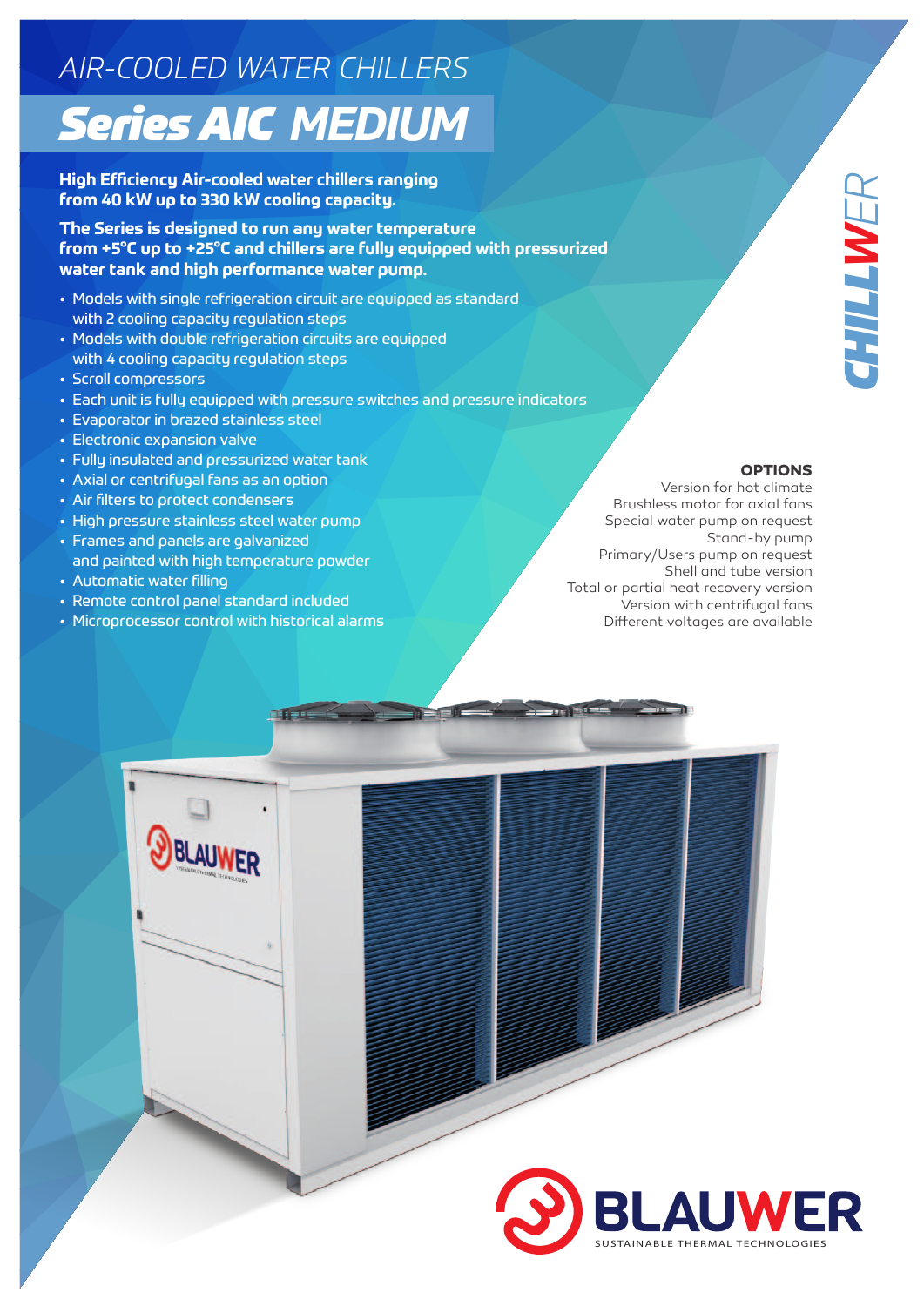AIR-COOLED WATER CHILLERS

# Series AIC MEDIUM

**High Efficiency Air-cooled water chillers ranging from 40 kW up to 330 kW cooling capacity.**

**The Series is designed to run any water temperature from +5°C up to +25°C and chillers are fully equipped with pressurized water tank and high performance water pump.**

- Models with single refrigeration circuit are equipped as standard with 2 cooling capacity regulation steps
- Models with double refrigeration circuits are equipped with 4 cooling capacity regulation steps
- Scroll compressors
- Each unit is fully equipped with pressure switches and pressure indicators
- Evaporator in brazed stainless steel
- Electronic expansion valve
- Fully insulated and pressurized water tank
- Axial or centrifugal fans as an option
- Air filters to protect condensers
- High pressure stainless steel water pump
- Frames and panels are galvanized and painted with high temperature powder
- Automatic water filling
- Remote control panel standard included
- Microprocessor control with historical alarms

CHILLWER

## OPTIONS

Version for hot climate
Brushless motor for axial fans
Special water pump on request
Stand-by pump
Primary/Users pump on request
Shell and tube version
Total or partial heat recovery version
Version with centrifugal fans
Different voltages are available

BLAUWER
SUSTAINABLE THERMAL TECHNOLOGIES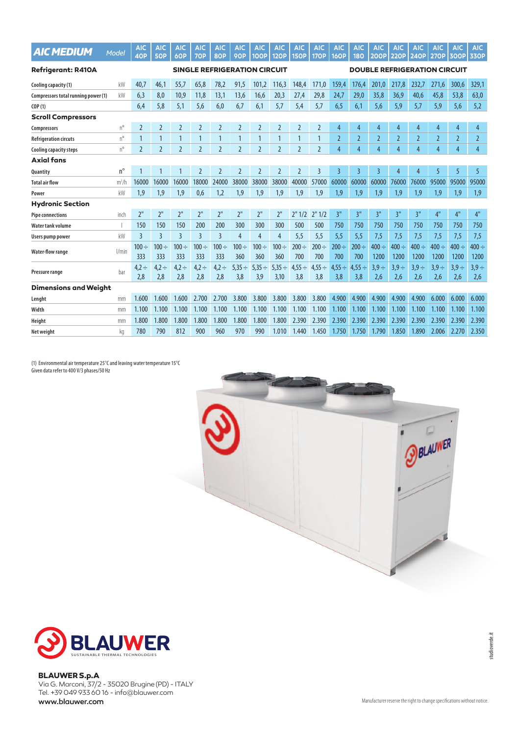| AIC MEDIUM | Model | AIC 40P | AIC 50P | AIC 60P | AIC 70P | AIC 80P | AIC 90P | AIC 100P | AIC 120P | AIC 150P | AIC 170P | AIC 160P | AIC 180 | AIC 200P | AIC 220P | AIC 240P | AIC 270P | AIC 300P | AIC 330P |
|---|---|---|---|---|---|---|---|---|---|---|---|---|---|---|---|---|---|---|---|
| **Refrigerant: R410A** | | **SINGLE REFRIGERATION CIRCUIT** | | | | | | | | | | **DOUBLE REFRIGERATION CIRCUIT** | | | | | | | |
| Cooling capacity (1) | kW | 40,7 | 46,1 | 55,7 | 65,8 | 78,2 | 91,5 | 101,2 | 116,3 | 148,4 | 171,0 | 159,4 | 176,4 | 201,0 | 217,8 | 232,7 | 271,6 | 300,6 | 329,1 |
| Compressors total running power (1) | kW | 6,3 | 8,0 | 10,9 | 11,8 | 13,1 | 13,6 | 16,6 | 20,3 | 27,4 | 29,8 | 24,7 | 29,0 | 35,8 | 36,9 | 40,6 | 45,8 | 53,8 | 63,0 |
| COP (1) | | 6,4 | 5,8 | 5,1 | 5,6 | 6,0 | 6,7 | 6,1 | 5,7 | 5,4 | 5,7 | 6,5 | 6,1 | 5,6 | 5,9 | 5,7 | 5,9 | 5,6 | 5,2 |
| **Scroll Compressors** | | | | | | | | | | | | | | | | | | | |
| Compressors | n° | 2 | 2 | 2 | 2 | 2 | 2 | 2 | 2 | 2 | 2 | 4 | 4 | 4 | 4 | 4 | 4 | 4 | 4 |
| Refrigeration circuits | n° | 1 | 1 | 1 | 1 | 1 | 1 | 1 | 1 | 1 | 1 | 2 | 2 | 2 | 2 | 2 | 2 | 2 | 2 |
| Cooling capacity steps | n° | 2 | 2 | 2 | 2 | 2 | 2 | 2 | 2 | 2 | 2 | 4 | 4 | 4 | 4 | 4 | 4 | 4 | 4 |
| **Axial fans** | | | | | | | | | | | | | | | | | | | |
| Quantity | n° | 1 | 1 | 1 | 2 | 2 | 2 | 2 | 2 | 2 | 3 | 3 | 3 | 3 | 4 | 4 | 5 | 5 | 5 |
| Total air flow | $m^3/h$ | 16000 | 16000 | 16000 | 18000 | 24000 | 38000 | 38000 | 38000 | 40000 | 57000 | 60000 | 60000 | 60000 | 76000 | 76000 | 95000 | 95000 | 95000 |
| Power | kW | 1,9 | 1,9 | 1,9 | 0,6 | 1,2 | 1,9 | 1,9 | 1,9 | 1,9 | 1,9 | 1,9 | 1,9 | 1,9 | 1,9 | 1,9 | 1,9 | 1,9 | 1,9 |
| **Hydronic Section** | | | | | | | | | | | | | | | | | | | |
| Pipe connections | inch | 2" | 2" | 2" | 2" | 2" | 2" | 2" | 2" | 2" 1/2 | 2" 1/2 | 3" | 3" | 3" | 3" | 3" | 4" | 4" | 4" |
| Water tank volume | l | 150 | 150 | 150 | 200 | 200 | 300 | 300 | 300 | 500 | 500 | 750 | 750 | 750 | 750 | 750 | 750 | 750 | 750 |
| Users pump power | kW | 3 | 3 | 3 | 3 | 3 | 4 | 4 | 4 | 5,5 | 5,5 | 5,5 | 5,5 | 7,5 | 7,5 | 7,5 | 7,5 | 7,5 | 7,5 |
| Water-flow range | l/min | 100 ÷ 333 | 100 ÷ 333 | 100 ÷ 333 | 100 ÷ 333 | 100 ÷ 333 | 100 ÷ 360 | 100 ÷ 360 | 100 ÷ 360 | 200 ÷ 700 | 200 ÷ 700 | 200 ÷ 700 | 200 ÷ 700 | 400 ÷ 1200 | 400 ÷ 1200 | 400 ÷ 1200 | 400 ÷ 1200 | 400 ÷ 1200 | 400 ÷ 1200 |
| Pressure range | bar | 4,2 ÷ 2,8 | 4,2 ÷ 2,8 | 4,2 ÷ 2,8 | 4,2 ÷ 2,8 | 4,2 ÷ 2,8 | 5,35 ÷ 3,8 | 5,35 ÷ 3,9 | 5,35 ÷ 3,10 | 4,55 ÷ 3,8 | 4,55 ÷ 3,8 | 4,55 ÷ 3,8 | 4,55 ÷ 3,8 | 3,9 ÷ 2,6 | 3,9 ÷ 2,6 | 3,9 ÷ 2,6 | 3,9 ÷ 2,6 | 3,9 ÷ 2,6 | 3,9 ÷ 2,6 |
| **Dimensions and Weight** | | | | | | | | | | | | | | | | | | | |
| Lenght | mm | 1.600 | 1.600 | 1.600 | 2.700 | 2.700 | 3.800 | 3.800 | 3.800 | 3.800 | 3.800 | 4.900 | 4.900 | 4.900 | 4.900 | 4.900 | 6.000 | 6.000 | 6.000 |
| Width | mm | 1.100 | 1.100 | 1.100 | 1.100 | 1.100 | 1.100 | 1.100 | 1.100 | 1.100 | 1.100 | 1.100 | 1.100 | 1.100 | 1.100 | 1.100 | 1.100 | 1.100 | 1.100 |
| Height | mm | 1.800 | 1.800 | 1.800 | 1.800 | 1.800 | 1.800 | 1.800 | 1.800 | 2.390 | 2.390 | 2.390 | 2.390 | 2.390 | 2.390 | 2.390 | 2.390 | 2.390 | 2.390 |
| Net weight | kg | 780 | 790 | 812 | 900 | 960 | 970 | 990 | 1.010 | 1.440 | 1.450 | 1.750 | 1.750 | 1.790 | 1.850 | 1.890 | 2.006 | 2.270 | 2.350 |

(1) Environmental air temperature 25°C and leaving water temperature 15°C
Given data refer to 400 V/3 phases/50 Hz

BLAUWER
SUSTAINABLE THERMAL TECHNOLOGIES

**BLAUWER S.p.A**
Via G. Marconi, 37/2 - 35020 Brugine (PD) - ITALY
Tel. +39 049 933 60 16 - info@blauwer.com
**www.blauwer.com**

Manufacturer reserve the right to change specifications without notice.

studioverde.it